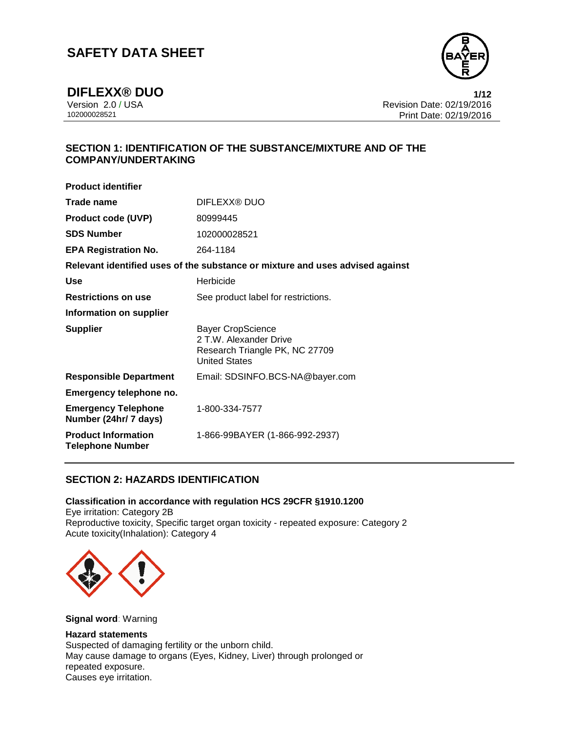# SAFETY DATA SHEET

## DIFLEXX® DUO

Version 2.0 / USA
102000028521

Revision Date: 02/19/2016
Print Date: 02/19/2016

### SECTION 1: IDENTIFICATION OF THE SUBSTANCE/MIXTURE AND OF THE COMPANY/UNDERTAKING

**Product identifier**

| | |
|---|---|
| **Trade name** | DIFLEXX® DUO |
| **Product code (UVP)** | 80999445 |
| **SDS Number** | 102000028521 |
| **EPA Registration No.** | 264-1184 |

**Relevant identified uses of the substance or mixture and uses advised against**

| | |
|---|---|
| **Use** | Herbicide |
| **Restrictions on use** | See product label for restrictions. |

**Information on supplier**

| | |
|---|---|
| **Supplier** | Bayer CropScience<br>2 T.W. Alexander Drive<br>Research Triangle PK, NC 27709<br>United States |
| **Responsible Department** | Email: SDSINFO.BCS-NA@bayer.com |

**Emergency telephone no.**

| | |
|---|---|
| **Emergency Telephone Number (24hr/ 7 days)** | 1-800-334-7577 |
| **Product Information Telephone Number** | 1-866-99BAYER (1-866-992-2937) |

### SECTION 2: HAZARDS IDENTIFICATION

**Classification in accordance with regulation HCS 29CFR §1910.1200**

Eye irritation: Category 2B
Reproductive toxicity, Specific target organ toxicity - repeated exposure: Category 2
Acute toxicity(Inhalation): Category 4

**Signal word**: Warning

**Hazard statements**

Suspected of damaging fertility or the unborn child.
May cause damage to organs (Eyes, Kidney, Liver) through prolonged or repeated exposure.
Causes eye irritation.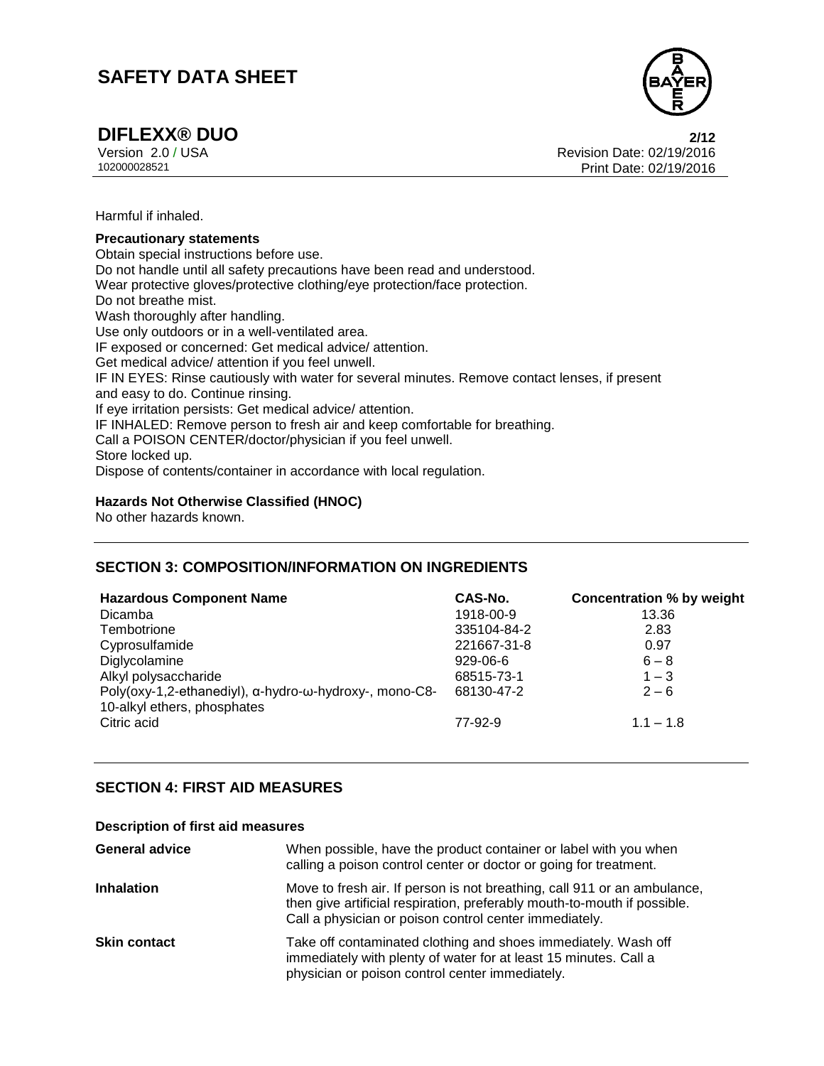Harmful if inhaled.

**Precautionary statements**

Obtain special instructions before use.
Do not handle until all safety precautions have been read and understood.
Wear protective gloves/protective clothing/eye protection/face protection.
Do not breathe mist.
Wash thoroughly after handling.
Use only outdoors or in a well-ventilated area.
IF exposed or concerned: Get medical advice/ attention.
Get medical advice/ attention if you feel unwell.
IF IN EYES: Rinse cautiously with water for several minutes. Remove contact lenses, if present and easy to do. Continue rinsing.
If eye irritation persists: Get medical advice/ attention.
IF INHALED: Remove person to fresh air and keep comfortable for breathing.
Call a POISON CENTER/doctor/physician if you feel unwell.
Store locked up.
Dispose of contents/container in accordance with local regulation.

**Hazards Not Otherwise Classified (HNOC)**

No other hazards known.

## SECTION 3: COMPOSITION/INFORMATION ON INGREDIENTS

| Hazardous Component Name | CAS-No. | Concentration % by weight |
|---|---|---|
| Dicamba | 1918-00-9 | 13.36 |
| Tembotrione | 335104-84-2 | 2.83 |
| Cyprosulfamide | 221667-31-8 | 0.97 |
| Diglycolamine | 929-06-6 | 6 – 8 |
| Alkyl polysaccharide | 68515-73-1 | 1 – 3 |
| Poly(oxy-1,2-ethanediyl), α-hydro-ω-hydroxy-, mono-C8-10-alkyl ethers, phosphates | 68130-47-2 | 2 – 6 |
| Citric acid | 77-92-9 | 1.1 – 1.8 |

## SECTION 4: FIRST AID MEASURES

**Description of first aid measures**

| | |
|---|---|
| **General advice** | When possible, have the product container or label with you when calling a poison control center or doctor or going for treatment. |
| **Inhalation** | Move to fresh air. If person is not breathing, call 911 or an ambulance, then give artificial respiration, preferably mouth-to-mouth if possible. Call a physician or poison control center immediately. |
| **Skin contact** | Take off contaminated clothing and shoes immediately. Wash off immediately with plenty of water for at least 15 minutes. Call a physician or poison control center immediately. |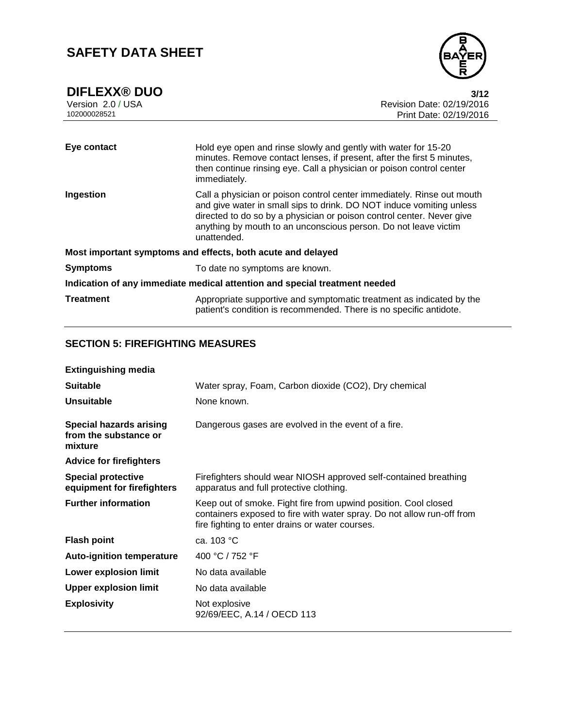| | |
|---|---|
| **Eye contact** | Hold eye open and rinse slowly and gently with water for 15-20 minutes. Remove contact lenses, if present, after the first 5 minutes, then continue rinsing eye. Call a physician or poison control center immediately. |
| **Ingestion** | Call a physician or poison control center immediately. Rinse out mouth and give water in small sips to drink. DO NOT induce vomiting unless directed to do so by a physician or poison control center. Never give anything by mouth to an unconscious person. Do not leave victim unattended. |

**Most important symptoms and effects, both acute and delayed**

| | |
|---|---|
| **Symptoms** | To date no symptoms are known. |

**Indication of any immediate medical attention and special treatment needed**

| | |
|---|---|
| **Treatment** | Appropriate supportive and symptomatic treatment as indicated by the patient's condition is recommended. There is no specific antidote. |

## SECTION 5: FIREFIGHTING MEASURES

**Extinguishing media**

| | |
|---|---|
| **Suitable** | Water spray, Foam, Carbon dioxide ($CO_2$), Dry chemical |
| **Unsuitable** | None known. |
| **Special hazards arising from the substance or mixture** | Dangerous gases are evolved in the event of a fire. |

**Advice for firefighters**

| | |
|---|---|
| **Special protective equipment for firefighters** | Firefighters should wear NIOSH approved self-contained breathing apparatus and full protective clothing. |
| **Further information** | Keep out of smoke. Fight fire from upwind position. Cool closed containers exposed to fire with water spray. Do not allow run-off from fire fighting to enter drains or water courses. |
| **Flash point** | ca. 103 °C |
| **Auto-ignition temperature** | 400 °C / 752 °F |
| **Lower explosion limit** | No data available |
| **Upper explosion limit** | No data available |
| **Explosivity** | Not explosive<br>92/69/EEC, A.14 / OECD 113 |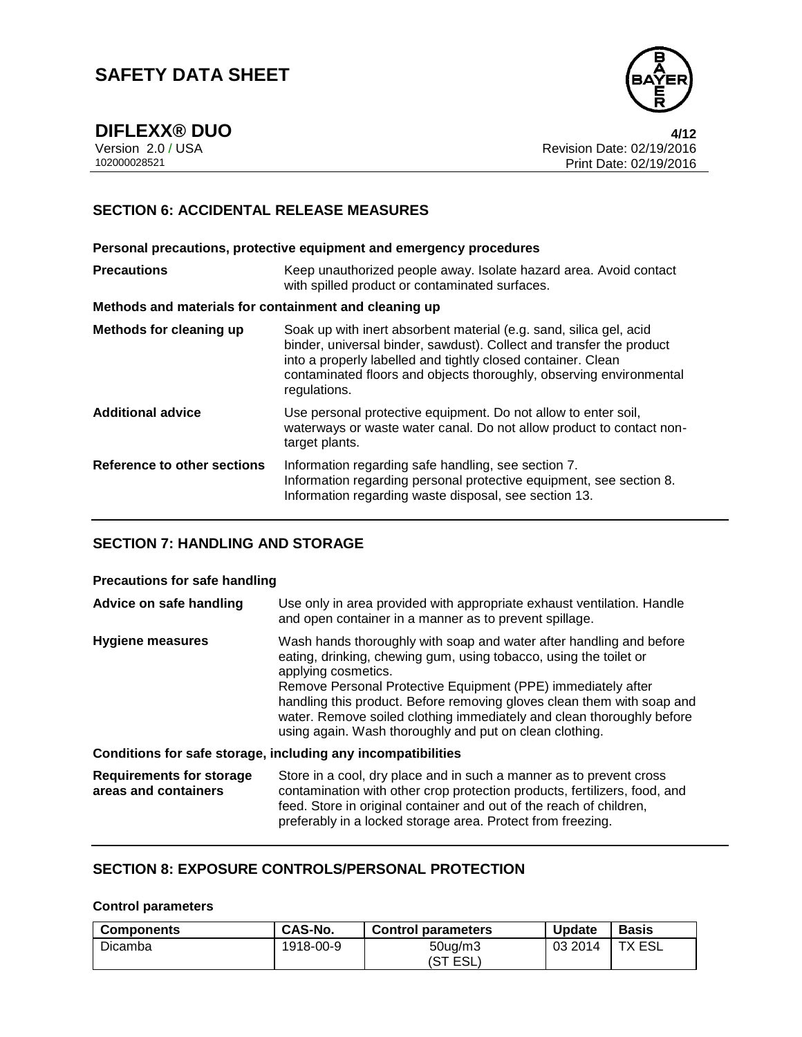## SECTION 6: ACCIDENTAL RELEASE MEASURES

**Personal precautions, protective equipment and emergency procedures**

| | |
|---|---|
| **Precautions** | Keep unauthorized people away. Isolate hazard area. Avoid contact with spilled product or contaminated surfaces. |

**Methods and materials for containment and cleaning up**

| | |
|---|---|
| **Methods for cleaning up** | Soak up with inert absorbent material (e.g. sand, silica gel, acid binder, universal binder, sawdust). Collect and transfer the product into a properly labelled and tightly closed container. Clean contaminated floors and objects thoroughly, observing environmental regulations. |
| **Additional advice** | Use personal protective equipment. Do not allow to enter soil, waterways or waste water canal. Do not allow product to contact non-target plants. |
| **Reference to other sections** | Information regarding safe handling, see section 7.<br>Information regarding personal protective equipment, see section 8.<br>Information regarding waste disposal, see section 13. |

## SECTION 7: HANDLING AND STORAGE

**Precautions for safe handling**

| | |
|---|---|
| **Advice on safe handling** | Use only in area provided with appropriate exhaust ventilation. Handle and open container in a manner as to prevent spillage. |
| **Hygiene measures** | Wash hands thoroughly with soap and water after handling and before eating, drinking, chewing gum, using tobacco, using the toilet or applying cosmetics.<br>Remove Personal Protective Equipment (PPE) immediately after handling this product. Before removing gloves clean them with soap and water. Remove soiled clothing immediately and clean thoroughly before using again. Wash thoroughly and put on clean clothing. |

**Conditions for safe storage, including any incompatibilities**

| | |
|---|---|
| **Requirements for storage areas and containers** | Store in a cool, dry place and in such a manner as to prevent cross contamination with other crop protection products, fertilizers, food, and feed. Store in original container and out of the reach of children, preferably in a locked storage area. Protect from freezing. |

## SECTION 8: EXPOSURE CONTROLS/PERSONAL PROTECTION

**Control parameters**

| Components | CAS-No. | Control parameters | Update | Basis |
|---|---|---|---|---|
| Dicamba | 1918-00-9 | 50ug/m3<br>(ST ESL) | 03 2014 | TX ESL |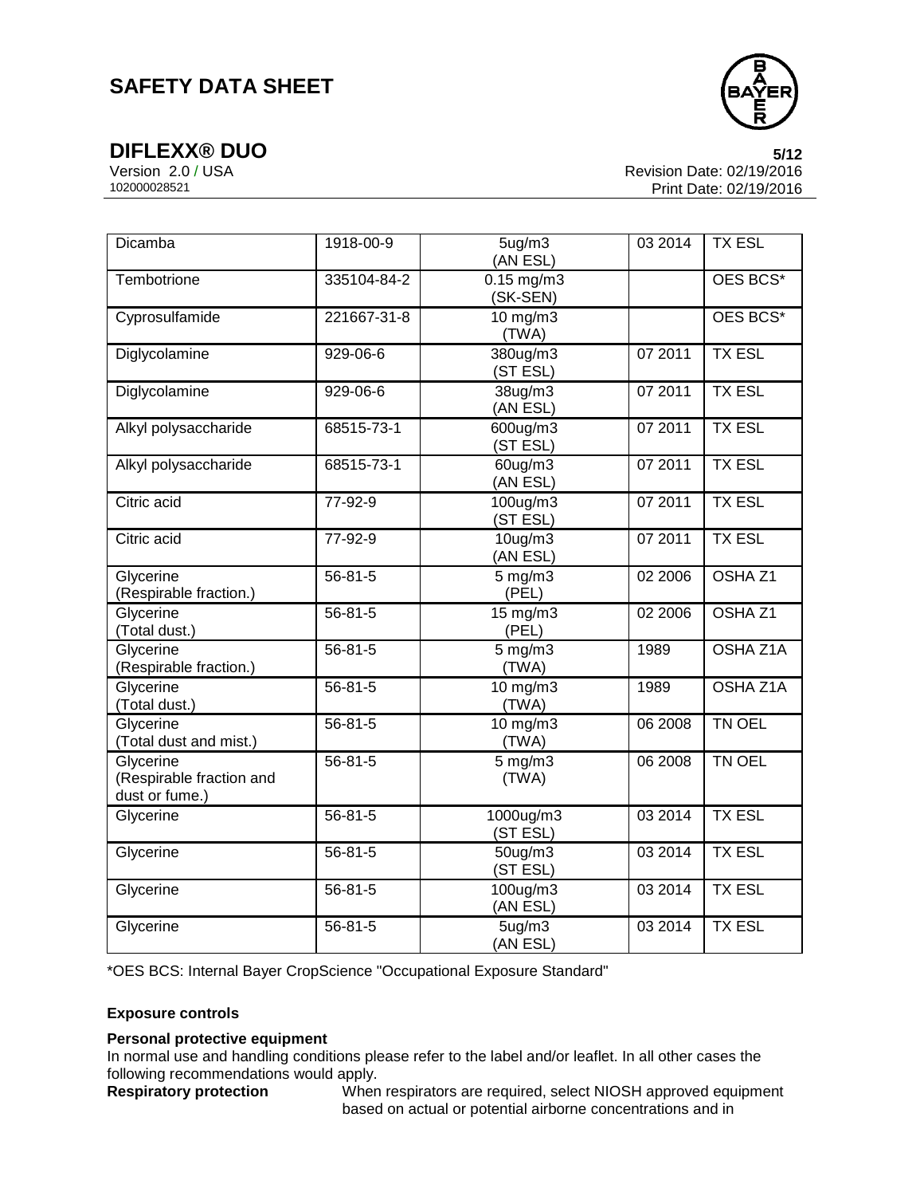| Dicamba | 1918-00-9 | 5ug/m3 (AN ESL) | 03 2014 | TX ESL |
|---|---|---|---|---|
| Tembotrione | 335104-84-2 | 0.15 mg/m3 (SK-SEN) | | OES BCS* |
| Cyprosulfamide | 221667-31-8 | 10 mg/m3 (TWA) | | OES BCS* |
| Diglycolamine | 929-06-6 | 380ug/m3 (ST ESL) | 07 2011 | TX ESL |
| Diglycolamine | 929-06-6 | 38ug/m3 (AN ESL) | 07 2011 | TX ESL |
| Alkyl polysaccharide | 68515-73-1 | 600ug/m3 (ST ESL) | 07 2011 | TX ESL |
| Alkyl polysaccharide | 68515-73-1 | 60ug/m3 (AN ESL) | 07 2011 | TX ESL |
| Citric acid | 77-92-9 | 100ug/m3 (ST ESL) | 07 2011 | TX ESL |
| Citric acid | 77-92-9 | 10ug/m3 (AN ESL) | 07 2011 | TX ESL |
| Glycerine (Respirable fraction.) | 56-81-5 | 5 mg/m3 (PEL) | 02 2006 | OSHA Z1 |
| Glycerine (Total dust.) | 56-81-5 | 15 mg/m3 (PEL) | 02 2006 | OSHA Z1 |
| Glycerine (Respirable fraction.) | 56-81-5 | 5 mg/m3 (TWA) | 1989 | OSHA Z1A |
| Glycerine (Total dust.) | 56-81-5 | 10 mg/m3 (TWA) | 1989 | OSHA Z1A |
| Glycerine (Total dust and mist.) | 56-81-5 | 10 mg/m3 (TWA) | 06 2008 | TN OEL |
| Glycerine (Respirable fraction and dust or fume.) | 56-81-5 | 5 mg/m3 (TWA) | 06 2008 | TN OEL |
| Glycerine | 56-81-5 | 1000ug/m3 (ST ESL) | 03 2014 | TX ESL |
| Glycerine | 56-81-5 | 50ug/m3 (ST ESL) | 03 2014 | TX ESL |
| Glycerine | 56-81-5 | 100ug/m3 (AN ESL) | 03 2014 | TX ESL |
| Glycerine | 56-81-5 | 5ug/m3 (AN ESL) | 03 2014 | TX ESL |

*OES BCS: Internal Bayer CropScience "Occupational Exposure Standard"

**Exposure controls**

**Personal protective equipment**

In normal use and handling conditions please refer to the label and/or leaflet. In all other cases the following recommendations would apply.

**Respiratory protection** When respirators are required, select NIOSH approved equipment based on actual or potential airborne concentrations and in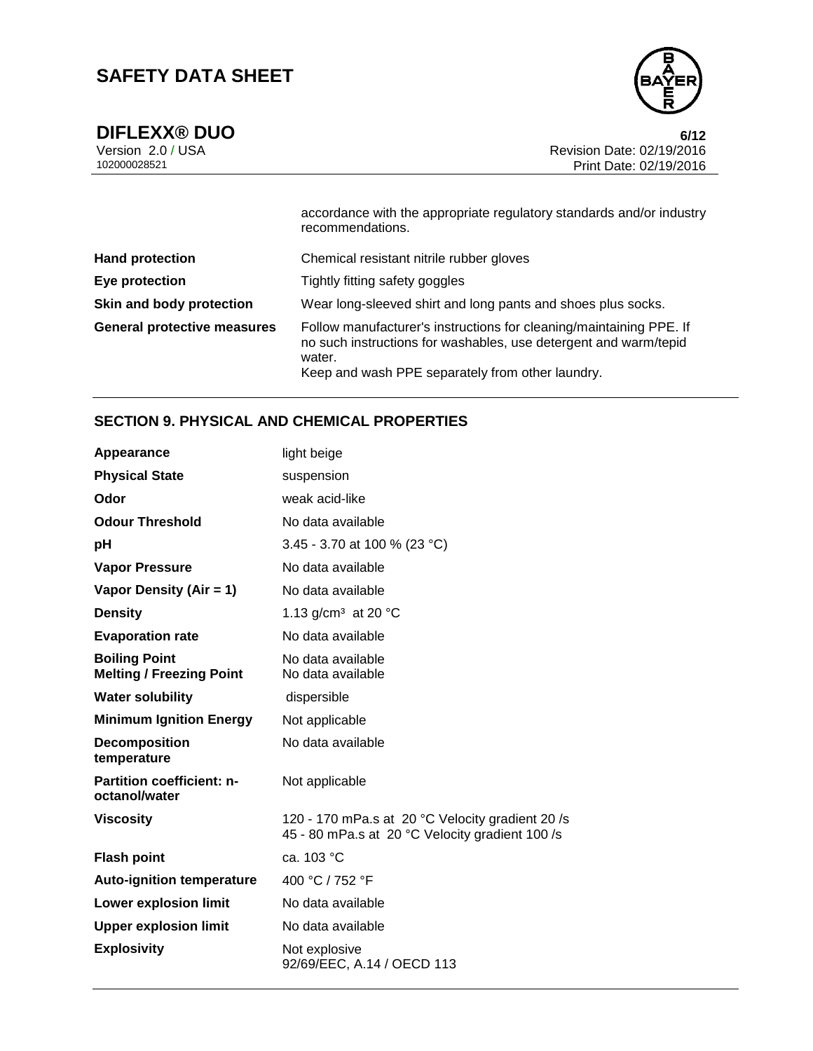accordance with the appropriate regulatory standards and/or industry recommendations.

| | |
|---|---|
| **Hand protection** | Chemical resistant nitrile rubber gloves |
| **Eye protection** | Tightly fitting safety goggles |
| **Skin and body protection** | Wear long-sleeved shirt and long pants and shoes plus socks. |
| **General protective measures** | Follow manufacturer's instructions for cleaning/maintaining PPE. If no such instructions for washables, use detergent and warm/tepid water.<br>Keep and wash PPE separately from other laundry. |

## SECTION 9. PHYSICAL AND CHEMICAL PROPERTIES

| | |
|---|---|
| **Appearance** | light beige |
| **Physical State** | suspension |
| **Odor** | weak acid-like |
| **Odour Threshold** | No data available |
| **pH** | 3.45 - 3.70 at 100 % (23 °C) |
| **Vapor Pressure** | No data available |
| **Vapor Density (Air = 1)** | No data available |
| **Density** | 1.13 g/cm³ at 20 °C |
| **Evaporation rate** | No data available |
| **Boiling Point** | No data available |
| **Melting / Freezing Point** | No data available |
| **Water solubility** | dispersible |
| **Minimum Ignition Energy** | Not applicable |
| **Decomposition temperature** | No data available |
| **Partition coefficient: n-octanol/water** | Not applicable |
| **Viscosity** | 120 - 170 mPa.s at 20 °C Velocity gradient 20 /s<br>45 - 80 mPa.s at 20 °C Velocity gradient 100 /s |
| **Flash point** | ca. 103 °C |
| **Auto-ignition temperature** | 400 °C / 752 °F |
| **Lower explosion limit** | No data available |
| **Upper explosion limit** | No data available |
| **Explosivity** | Not explosive<br>92/69/EEC, A.14 / OECD 113 |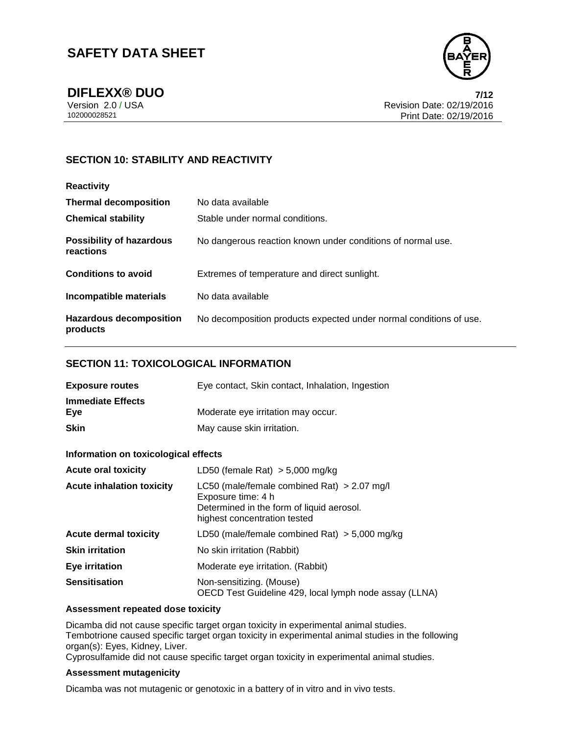## SECTION 10: STABILITY AND REACTIVITY

| | |
|---|---|
| **Reactivity** | |
| **Thermal decomposition** | No data available |
| **Chemical stability** | Stable under normal conditions. |
| **Possibility of hazardous reactions** | No dangerous reaction known under conditions of normal use. |
| **Conditions to avoid** | Extremes of temperature and direct sunlight. |
| **Incompatible materials** | No data available |
| **Hazardous decomposition products** | No decomposition products expected under normal conditions of use. |

## SECTION 11: TOXICOLOGICAL INFORMATION

| | |
|---|---|
| **Exposure routes** | Eye contact, Skin contact, Inhalation, Ingestion |
| **Immediate Effects** | |
| **Eye** | Moderate eye irritation may occur. |
| **Skin** | May cause skin irritation. |

**Information on toxicological effects**

| | |
|---|---|
| **Acute oral toxicity** | LD50 (female Rat) > 5,000 mg/kg |
| **Acute inhalation toxicity** | LC50 (male/female combined Rat) > 2.07 mg/l<br>Exposure time: 4 h<br>Determined in the form of liquid aerosol.<br>highest concentration tested |
| **Acute dermal toxicity** | LD50 (male/female combined Rat) > 5,000 mg/kg |
| **Skin irritation** | No skin irritation (Rabbit) |
| **Eye irritation** | Moderate eye irritation. (Rabbit) |
| **Sensitisation** | Non-sensitizing. (Mouse)<br>OECD Test Guideline 429, local lymph node assay (LLNA) |

**Assessment repeated dose toxicity**

Dicamba did not cause specific target organ toxicity in experimental animal studies.
Tembotrione caused specific target organ toxicity in experimental animal studies in the following organ(s): Eyes, Kidney, Liver.
Cyprosulfamide did not cause specific target organ toxicity in experimental animal studies.

**Assessment mutagenicity**

Dicamba was not mutagenic or genotoxic in a battery of in vitro and in vivo tests.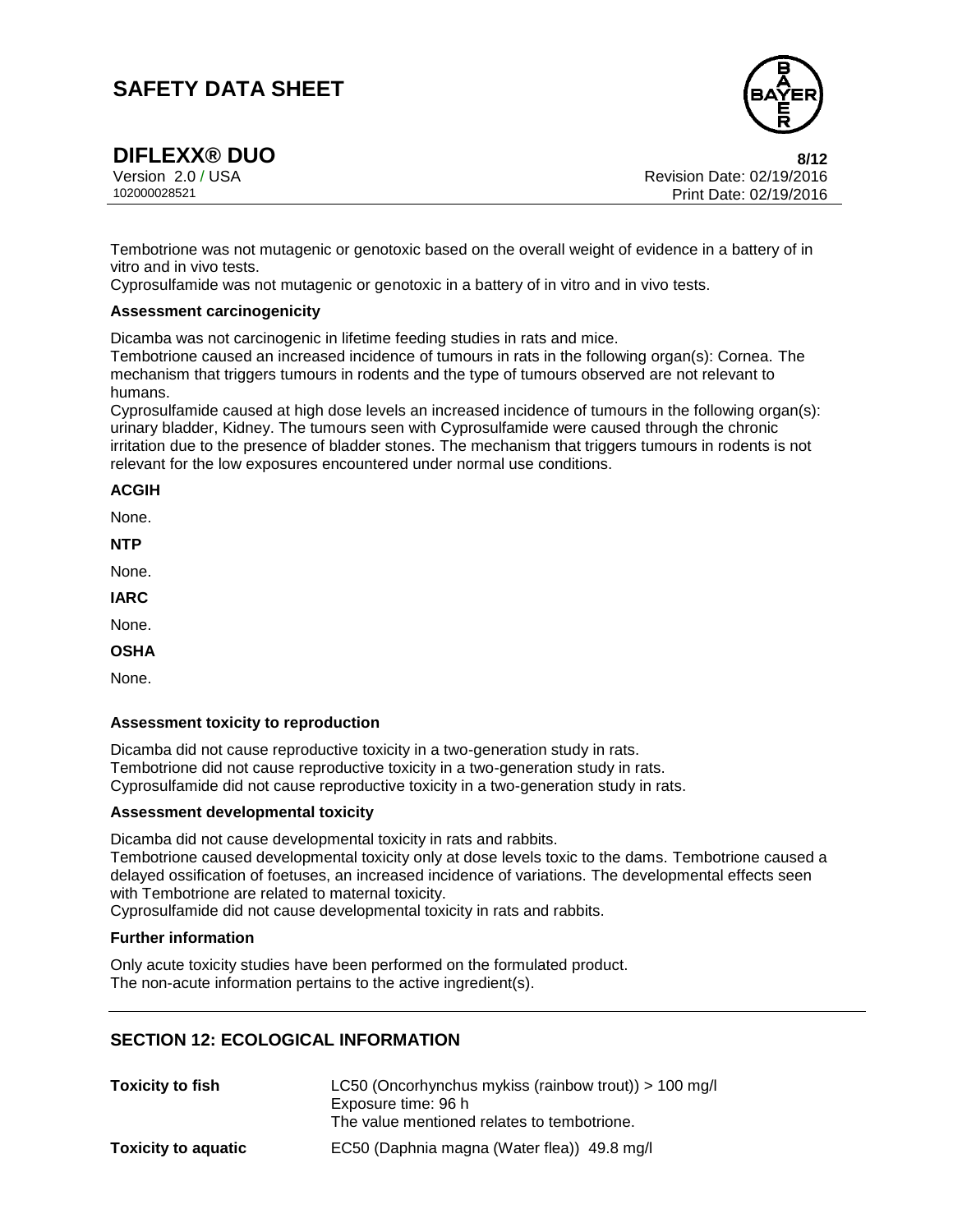Tembotrione was not mutagenic or genotoxic based on the overall weight of evidence in a battery of in vitro and in vivo tests.
Cyprosulfamide was not mutagenic or genotoxic in a battery of in vitro and in vivo tests.

**Assessment carcinogenicity**

Dicamba was not carcinogenic in lifetime feeding studies in rats and mice.
Tembotrione caused an increased incidence of tumours in rats in the following organ(s): Cornea. The mechanism that triggers tumours in rodents and the type of tumours observed are not relevant to humans.
Cyprosulfamide caused at high dose levels an increased incidence of tumours in the following organ(s): urinary bladder, Kidney. The tumours seen with Cyprosulfamide were caused through the chronic irritation due to the presence of bladder stones. The mechanism that triggers tumours in rodents is not relevant for the low exposures encountered under normal use conditions.

**ACGIH**

None.

**NTP**

None.

**IARC**

None.

**OSHA**

None.

**Assessment toxicity to reproduction**

Dicamba did not cause reproductive toxicity in a two-generation study in rats.
Tembotrione did not cause reproductive toxicity in a two-generation study in rats.
Cyprosulfamide did not cause reproductive toxicity in a two-generation study in rats.

**Assessment developmental toxicity**

Dicamba did not cause developmental toxicity in rats and rabbits.
Tembotrione caused developmental toxicity only at dose levels toxic to the dams. Tembotrione caused a delayed ossification of foetuses, an increased incidence of variations. The developmental effects seen with Tembotrione are related to maternal toxicity.
Cyprosulfamide did not cause developmental toxicity in rats and rabbits.

**Further information**

Only acute toxicity studies have been performed on the formulated product.
The non-acute information pertains to the active ingredient(s).

## SECTION 12: ECOLOGICAL INFORMATION

**Toxicity to fish** LC50 (Oncorhynchus mykiss (rainbow trout)) > 100 mg/l
Exposure time: 96 h
The value mentioned relates to tembotrione.

**Toxicity to aquatic** EC50 (Daphnia magna (Water flea)) 49.8 mg/l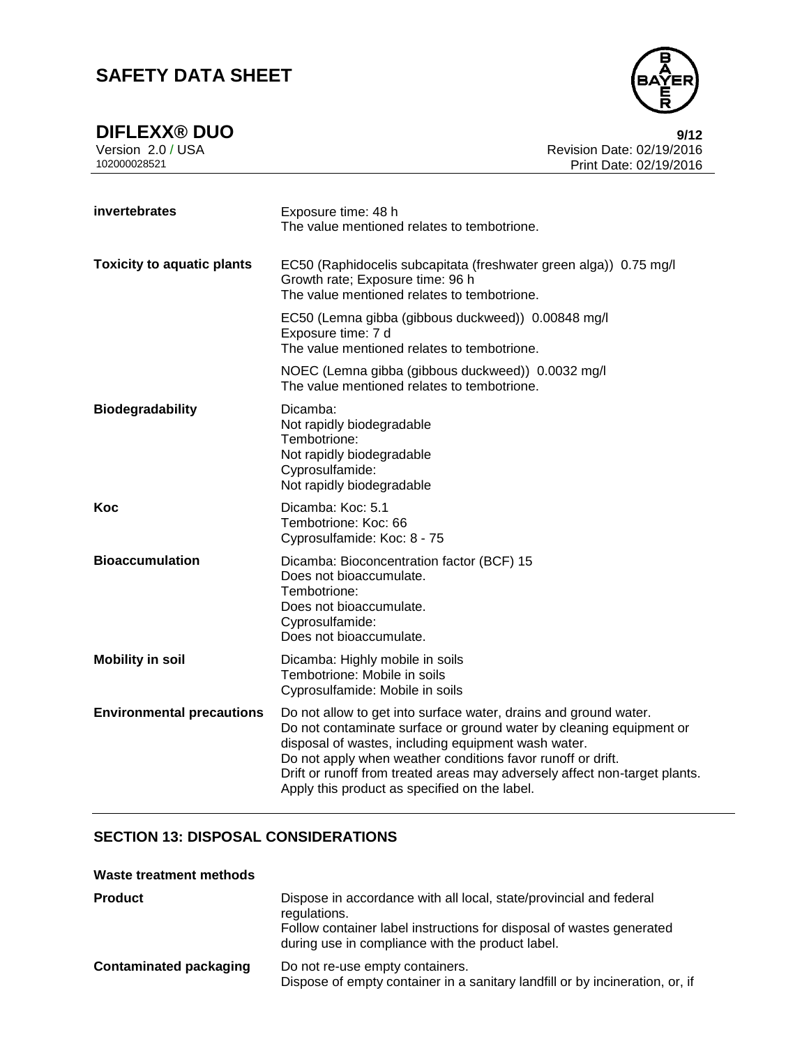| | |
|---|---|
| **invertebrates** | Exposure time: 48 h<br>The value mentioned relates to tembotrione. |
| **Toxicity to aquatic plants** | EC50 (Raphidocelis subcapitata (freshwater green alga)) 0.75 mg/l<br>Growth rate; Exposure time: 96 h<br>The value mentioned relates to tembotrione. |
| | EC50 (Lemna gibba (gibbous duckweed)) 0.00848 mg/l<br>Exposure time: 7 d<br>The value mentioned relates to tembotrione. |
| | NOEC (Lemna gibba (gibbous duckweed)) 0.0032 mg/l<br>The value mentioned relates to tembotrione. |
| **Biodegradability** | Dicamba:<br>Not rapidly biodegradable<br>Tembotrione:<br>Not rapidly biodegradable<br>Cyprosulfamide:<br>Not rapidly biodegradable |
| **Koc** | Dicamba: Koc: 5.1<br>Tembotrione: Koc: 66<br>Cyprosulfamide: Koc: 8 - 75 |
| **Bioaccumulation** | Dicamba: Bioconcentration factor (BCF) 15<br>Does not bioaccumulate.<br>Tembotrione:<br>Does not bioaccumulate.<br>Cyprosulfamide:<br>Does not bioaccumulate. |
| **Mobility in soil** | Dicamba: Highly mobile in soils<br>Tembotrione: Mobile in soils<br>Cyprosulfamide: Mobile in soils |
| **Environmental precautions** | Do not allow to get into surface water, drains and ground water.<br>Do not contaminate surface or ground water by cleaning equipment or disposal of wastes, including equipment wash water.<br>Do not apply when weather conditions favor runoff or drift.<br>Drift or runoff from treated areas may adversely affect non-target plants.<br>Apply this product as specified on the label. |

## SECTION 13: DISPOSAL CONSIDERATIONS

**Waste treatment methods**

| | |
|---|---|
| **Product** | Dispose in accordance with all local, state/provincial and federal regulations.<br>Follow container label instructions for disposal of wastes generated during use in compliance with the product label. |
| **Contaminated packaging** | Do not re-use empty containers.<br>Dispose of empty container in a sanitary landfill or by incineration, or, if |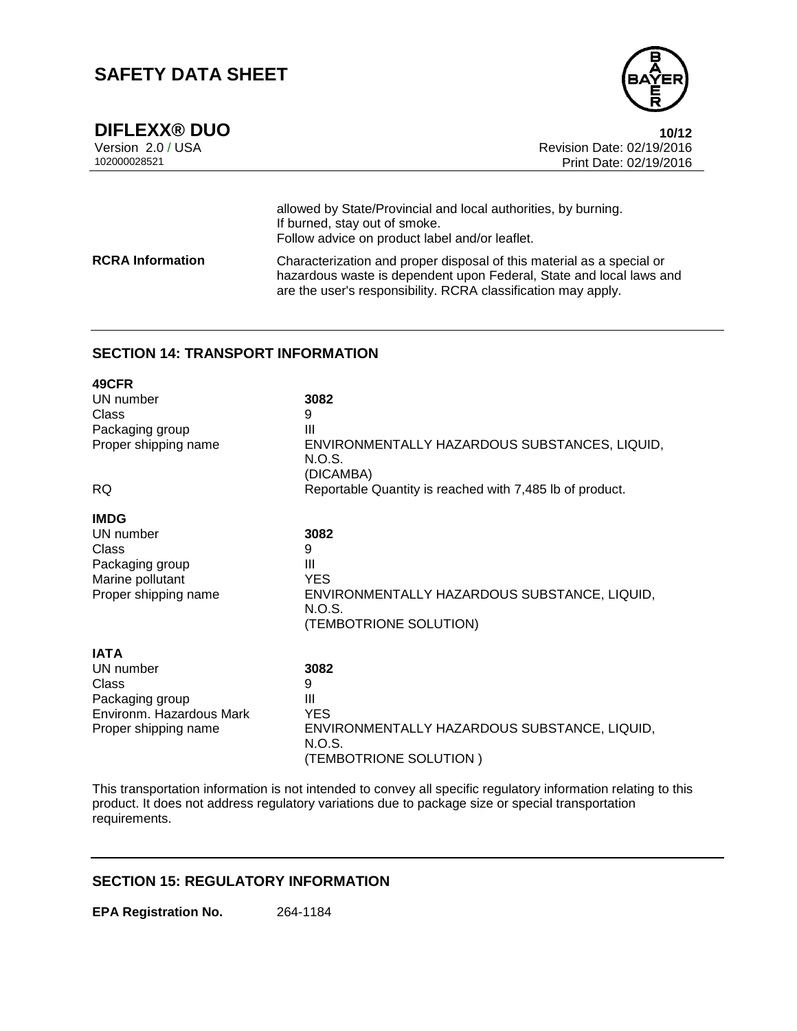allowed by State/Provincial and local authorities, by burning.
If burned, stay out of smoke.
Follow advice on product label and/or leaflet.

**RCRA Information** Characterization and proper disposal of this material as a special or hazardous waste is dependent upon Federal, State and local laws and are the user's responsibility. RCRA classification may apply.

## SECTION 14: TRANSPORT INFORMATION

**49CFR**

| | |
|---|---|
| UN number | **3082** |
| Class | 9 |
| Packaging group | III |
| Proper shipping name | ENVIRONMENTALLY HAZARDOUS SUBSTANCES, LIQUID, N.O.S. (DICAMBA) |
| RQ | Reportable Quantity is reached with 7,485 lb of product. |

**IMDG**

| | |
|---|---|
| UN number | **3082** |
| Class | 9 |
| Packaging group | III |
| Marine pollutant | YES |
| Proper shipping name | ENVIRONMENTALLY HAZARDOUS SUBSTANCE, LIQUID, N.O.S. (TEMBOTRIONE SOLUTION) |

**IATA**

| | |
|---|---|
| UN number | **3082** |
| Class | 9 |
| Packaging group | III |
| Environm. Hazardous Mark | YES |
| Proper shipping name | ENVIRONMENTALLY HAZARDOUS SUBSTANCE, LIQUID, N.O.S. (TEMBOTRIONE SOLUTION ) |

This transportation information is not intended to convey all specific regulatory information relating to this product. It does not address regulatory variations due to package size or special transportation requirements.

## SECTION 15: REGULATORY INFORMATION

**EPA Registration No.** 264-1184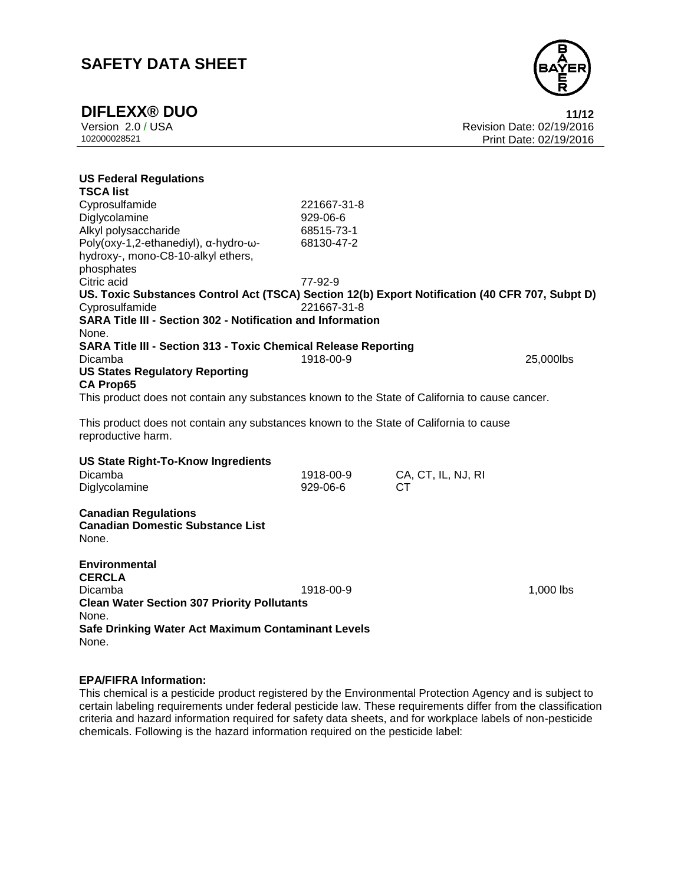**US Federal Regulations**

**TSCA list**

| | |
|---|---|
| Cyprosulfamide | 221667-31-8 |
| Diglycolamine | 929-06-6 |
| Alkyl polysaccharide | 68515-73-1 |
| Poly(oxy-1,2-ethanediyl), α-hydro-ω-hydroxy-, mono-C8-10-alkyl ethers, phosphates | 68130-47-2 |
| Citric acid | 77-92-9 |

**US. Toxic Substances Control Act (TSCA) Section 12(b) Export Notification (40 CFR 707, Subpt D)**

| | |
|---|---|
| Cyprosulfamide | 221667-31-8 |

**SARA Title III - Section 302 - Notification and Information**

None.

**SARA Title III - Section 313 - Toxic Chemical Release Reporting**

| | | |
|---|---|---|
| Dicamba | 1918-00-9 | 25,000lbs |

**US States Regulatory Reporting**

**CA Prop65**

This product does not contain any substances known to the State of California to cause cancer.

This product does not contain any substances known to the State of California to cause reproductive harm.

**US State Right-To-Know Ingredients**

| | | |
|---|---|---|
| Dicamba | 1918-00-9 | CA, CT, IL, NJ, RI |
| Diglycolamine | 929-06-6 | CT |

**Canadian Regulations**

**Canadian Domestic Substance List**

None.

**Environmental**

**CERCLA**

| | | |
|---|---|---|
| Dicamba | 1918-00-9 | 1,000 lbs |

**Clean Water Section 307 Priority Pollutants**

None.

**Safe Drinking Water Act Maximum Contaminant Levels**

None.

**EPA/FIFRA Information:**

This chemical is a pesticide product registered by the Environmental Protection Agency and is subject to certain labeling requirements under federal pesticide law. These requirements differ from the classification criteria and hazard information required for safety data sheets, and for workplace labels of non-pesticide chemicals. Following is the hazard information required on the pesticide label: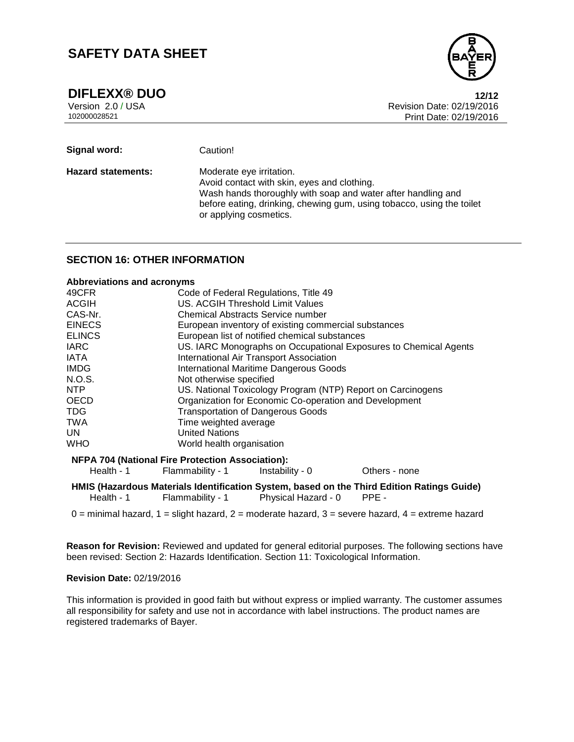| | |
|---|---|
| **Signal word:** | Caution! |
| **Hazard statements:** | Moderate eye irritation.<br>Avoid contact with skin, eyes and clothing.<br>Wash hands thoroughly with soap and water after handling and before eating, drinking, chewing gum, using tobacco, using the toilet or applying cosmetics. |

## SECTION 16: OTHER INFORMATION

**Abbreviations and acronyms**

| | |
|---|---|
| 49CFR | Code of Federal Regulations, Title 49 |
| ACGIH | US. ACGIH Threshold Limit Values |
| CAS-Nr. | Chemical Abstracts Service number |
| EINECS | European inventory of existing commercial substances |
| ELINCS | European list of notified chemical substances |
| IARC | US. IARC Monographs on Occupational Exposures to Chemical Agents |
| IATA | International Air Transport Association |
| IMDG | International Maritime Dangerous Goods |
| N.O.S. | Not otherwise specified |
| NTP | US. National Toxicology Program (NTP) Report on Carcinogens |
| OECD | Organization for Economic Co-operation and Development |
| TDG | Transportation of Dangerous Goods |
| TWA | Time weighted average |
| UN | United Nations |
| WHO | World health organisation |

**NFPA 704 (National Fire Protection Association):**

| | | | |
|---|---|---|---|
| Health - 1 | Flammability - 1 | Instability - 0 | Others - none |

**HMIS (Hazardous Materials Identification System, based on the Third Edition Ratings Guide)**

| | | | |
|---|---|---|---|
| Health - 1 | Flammability - 1 | Physical Hazard - 0 | PPE - |

0 = minimal hazard, 1 = slight hazard, 2 = moderate hazard, 3 = severe hazard, 4 = extreme hazard

**Reason for Revision:** Reviewed and updated for general editorial purposes. The following sections have been revised: Section 2: Hazards Identification. Section 11: Toxicological Information.

**Revision Date:** 02/19/2016

This information is provided in good faith but without express or implied warranty. The customer assumes all responsibility for safety and use not in accordance with label instructions. The product names are registered trademarks of Bayer.